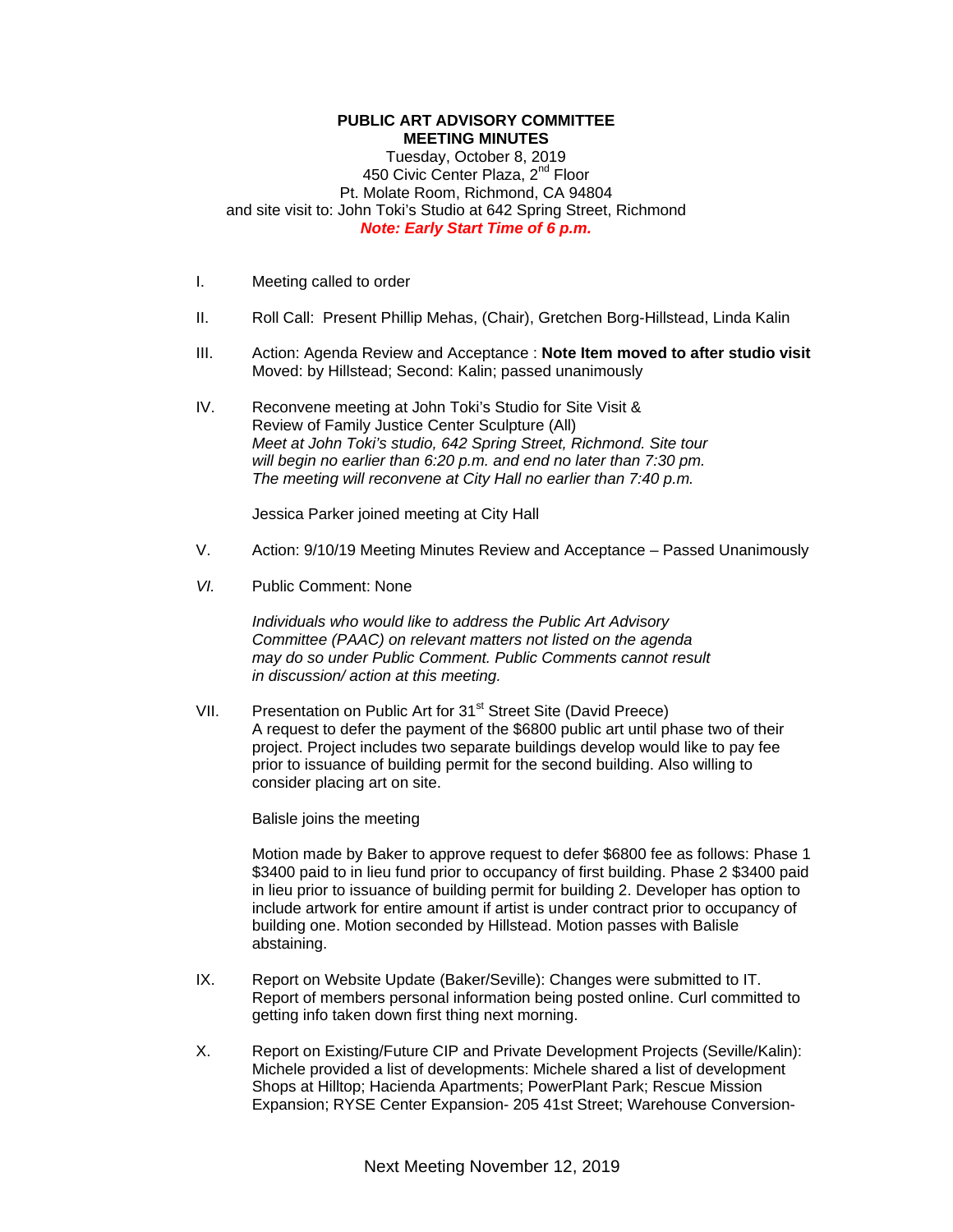**PUBLIC ART ADVISORY COMMITTEE**
**MEETING MINUTES**
Tuesday, October 8, 2019
450 Civic Center Plaza, 2nd Floor
Pt. Molate Room, Richmond, CA 94804
and site visit to: John Toki's Studio at 642 Spring Street, Richmond
***Note: Early Start Time of 6 p.m.***

I. Meeting called to order

II. Roll Call: Present Phillip Mehas, (Chair), Gretchen Borg-Hillstead, Linda Kalin

III. Action: Agenda Review and Acceptance : **Note Item moved to after studio visit**
Moved: by Hillstead; Second: Kalin; passed unanimously

IV. Reconvene meeting at John Toki's Studio for Site Visit & Review of Family Justice Center Sculpture (All)
*Meet at John Toki's studio, 642 Spring Street, Richmond. Site tour will begin no earlier than 6:20 p.m. and end no later than 7:30 pm. The meeting will reconvene at City Hall no earlier than 7:40 p.m.*

Jessica Parker joined meeting at City Hall

V. Action: 9/10/19 Meeting Minutes Review and Acceptance – Passed Unanimously

*VI.* Public Comment: None

*Individuals who would like to address the Public Art Advisory Committee (PAAC) on relevant matters not listed on the agenda may do so under Public Comment. Public Comments cannot result in discussion/ action at this meeting.*

VII. Presentation on Public Art for 31st Street Site (David Preece)
A request to defer the payment of the $6800 public art until phase two of their project. Project includes two separate buildings develop would like to pay fee prior to issuance of building permit for the second building. Also willing to consider placing art on site.

Balisle joins the meeting

Motion made by Baker to approve request to defer $6800 fee as follows: Phase 1 $3400 paid to in lieu fund prior to occupancy of first building. Phase 2 $3400 paid in lieu prior to issuance of building permit for building 2. Developer has option to include artwork for entire amount if artist is under contract prior to occupancy of building one. Motion seconded by Hillstead. Motion passes with Balisle abstaining.

IX. Report on Website Update (Baker/Seville): Changes were submitted to IT. Report of members personal information being posted online. Curl committed to getting info taken down first thing next morning.

X. Report on Existing/Future CIP and Private Development Projects (Seville/Kalin): Michele provided a list of developments: Michele shared a list of development Shops at Hilltop; Hacienda Apartments; PowerPlant Park; Rescue Mission Expansion; RYSE Center Expansion- 205 41st Street; Warehouse Conversion-

Next Meeting November 12, 2019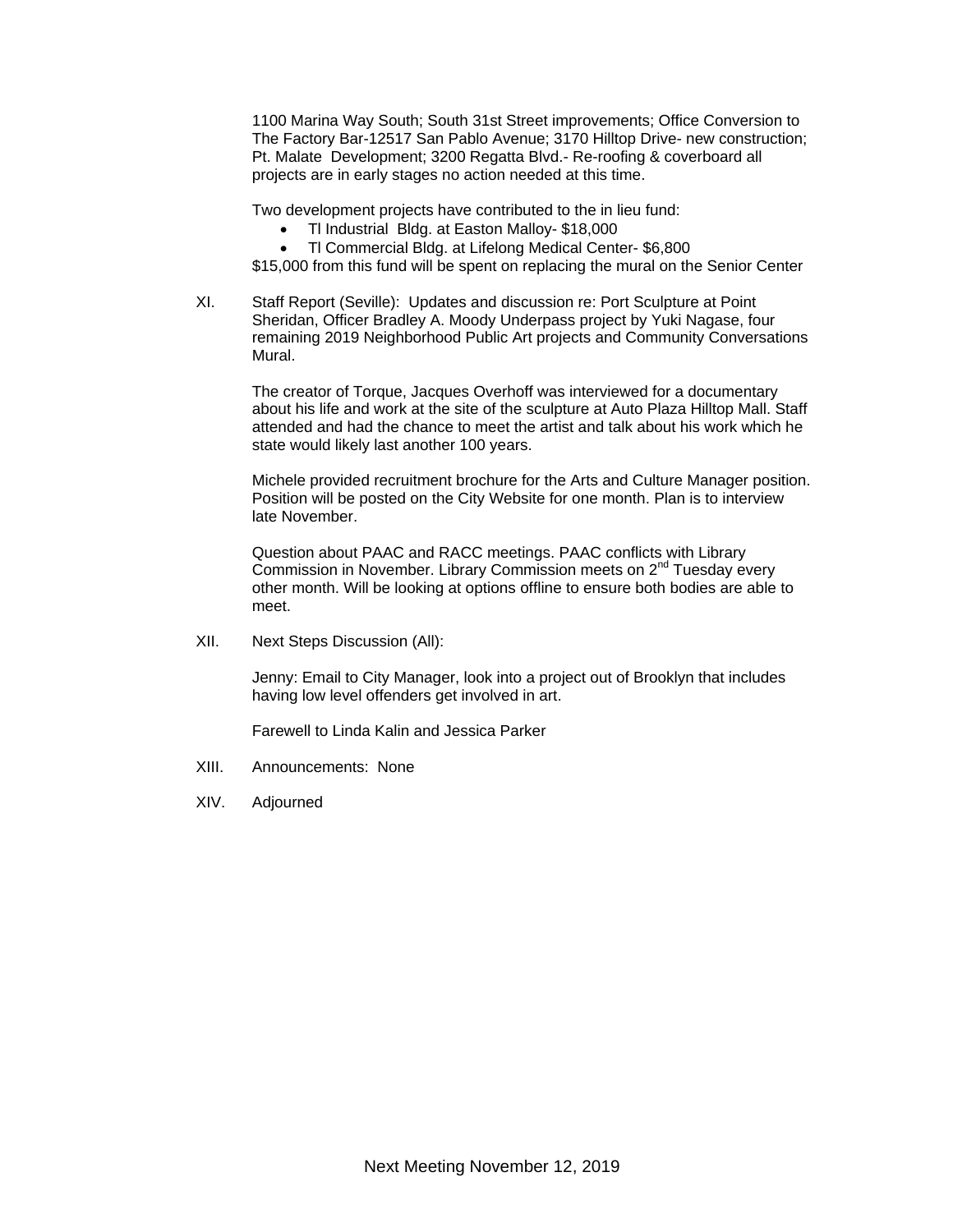1100 Marina Way South; South 31st Street improvements; Office Conversion to The Factory Bar-12517 San Pablo Avenue; 3170 Hilltop Drive- new construction; Pt. Malate Development; 3200 Regatta Blvd.- Re-roofing & coverboard all projects are in early stages no action needed at this time.

Two development projects have contributed to the in lieu fund:

- Tl Industrial Bldg. at Easton Malloy- $18,000
- Tl Commercial Bldg. at Lifelong Medical Center- $6,800

$15,000 from this fund will be spent on replacing the mural on the Senior Center

XI. Staff Report (Seville): Updates and discussion re: Port Sculpture at Point Sheridan, Officer Bradley A. Moody Underpass project by Yuki Nagase, four remaining 2019 Neighborhood Public Art projects and Community Conversations Mural.

The creator of Torque, Jacques Overhoff was interviewed for a documentary about his life and work at the site of the sculpture at Auto Plaza Hilltop Mall. Staff attended and had the chance to meet the artist and talk about his work which he state would likely last another 100 years.

Michele provided recruitment brochure for the Arts and Culture Manager position. Position will be posted on the City Website for one month. Plan is to interview late November.

Question about PAAC and RACC meetings. PAAC conflicts with Library Commission in November. Library Commission meets on 2nd Tuesday every other month. Will be looking at options offline to ensure both bodies are able to meet.

XII. Next Steps Discussion (All):

Jenny: Email to City Manager, look into a project out of Brooklyn that includes having low level offenders get involved in art.

Farewell to Linda Kalin and Jessica Parker

XIII. Announcements: None

XIV. Adjourned

Next Meeting November 12, 2019